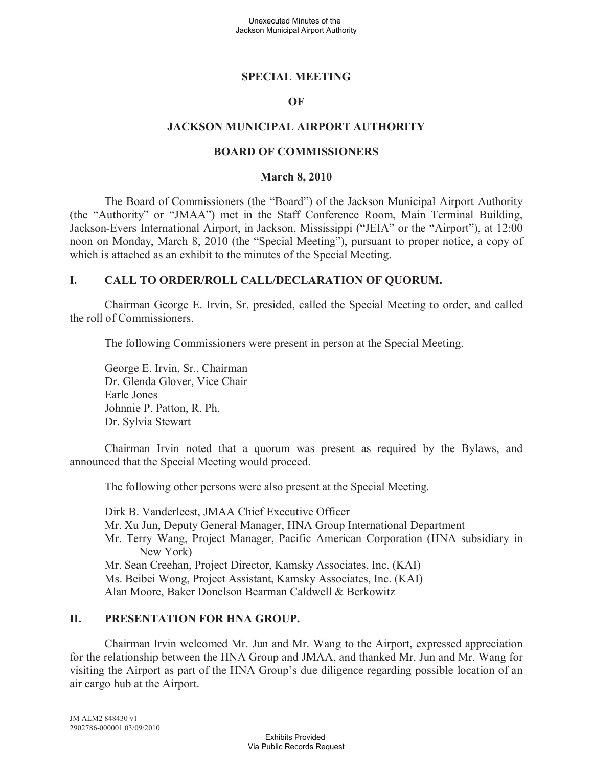# SPECIAL MEETING

# OF

# JACKSON MUNICIPAL AIRPORT AUTHORITY

# BOARD OF COMMISSIONERS

## March 8, 2010

The Board of Commissioners (the "Board") of the Jackson Municipal Airport Authority (the "Authority" or "JMAA") met in the Staff Conference Room, Main Terminal Building, Jackson-Evers International Airport, in Jackson, Mississippi ("JEIA" or the "Airport"), at 12:00 noon on Monday, March 8, 2010 (the "Special Meeting"), pursuant to proper notice, a copy of which is attached as an exhibit to the minutes of the Special Meeting.

## I. CALL TO ORDER/ROLL CALL/DECLARATION OF QUORUM.

Chairman George E. Irvin, Sr. presided, called the Special Meeting to order, and called the roll of Commissioners.

The following Commissioners were present in person at the Special Meeting.

George E. Irvin, Sr., Chairman
Dr. Glenda Glover, Vice Chair
Earle Jones
Johnnie P. Patton, R. Ph.
Dr. Sylvia Stewart

Chairman Irvin noted that a quorum was present as required by the Bylaws, and announced that the Special Meeting would proceed.

The following other persons were also present at the Special Meeting.

Dirk B. Vanderleest, JMAA Chief Executive Officer
Mr. Xu Jun, Deputy General Manager, HNA Group International Department
Mr. Terry Wang, Project Manager, Pacific American Corporation (HNA subsidiary in New York)
Mr. Sean Creehan, Project Director, Kamsky Associates, Inc. (KAI)
Ms. Beibei Wong, Project Assistant, Kamsky Associates, Inc. (KAI)
Alan Moore, Baker Donelson Bearman Caldwell & Berkowitz

## II. PRESENTATION FOR HNA GROUP.

Chairman Irvin welcomed Mr. Jun and Mr. Wang to the Airport, expressed appreciation for the relationship between the HNA Group and JMAA, and thanked Mr. Jun and Mr. Wang for visiting the Airport as part of the HNA Group's due diligence regarding possible location of an air cargo hub at the Airport.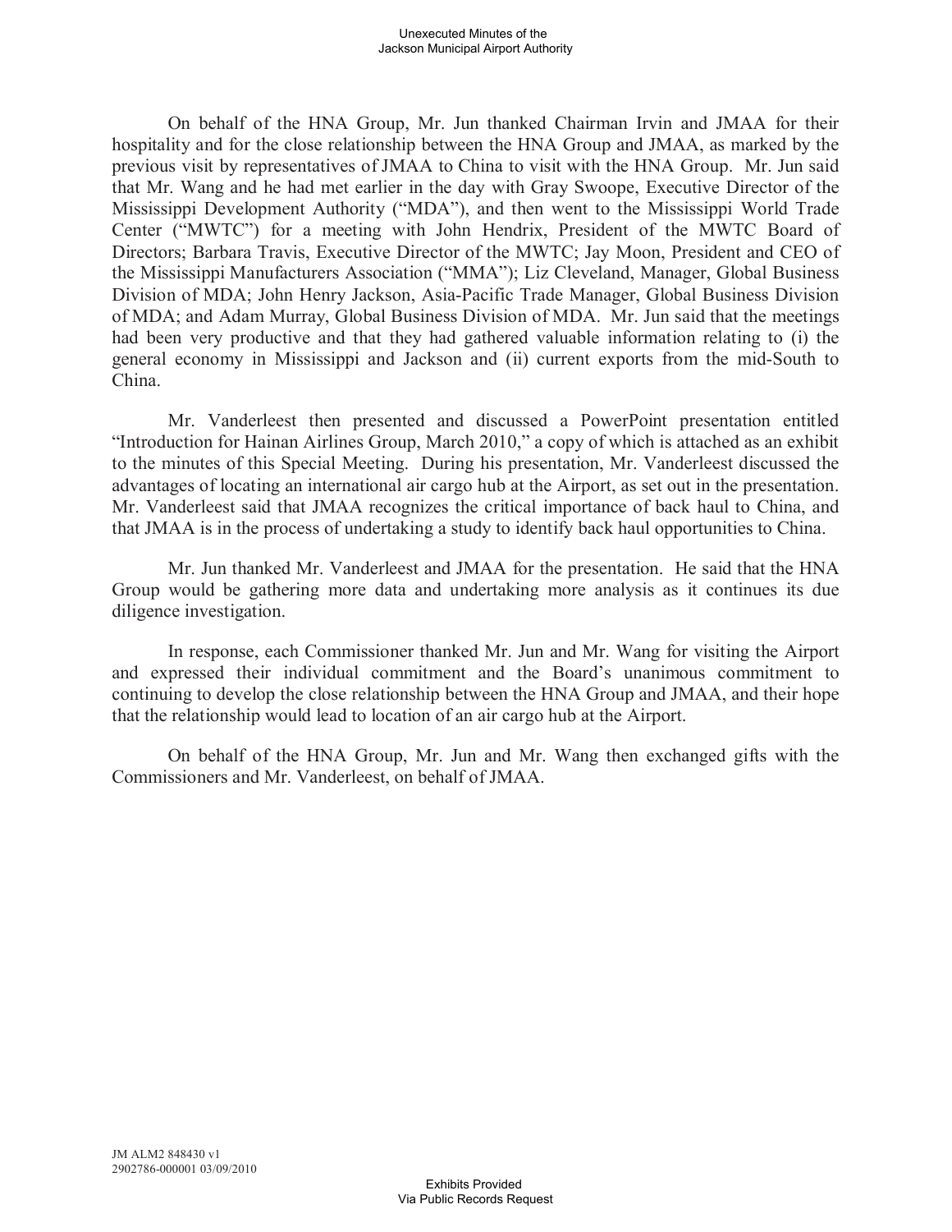On behalf of the HNA Group, Mr. Jun thanked Chairman Irvin and JMAA for their hospitality and for the close relationship between the HNA Group and JMAA, as marked by the previous visit by representatives of JMAA to China to visit with the HNA Group. Mr. Jun said that Mr. Wang and he had met earlier in the day with Gray Swoope, Executive Director of the Mississippi Development Authority ("MDA"), and then went to the Mississippi World Trade Center ("MWTC") for a meeting with John Hendrix, President of the MWTC Board of Directors; Barbara Travis, Executive Director of the MWTC; Jay Moon, President and CEO of the Mississippi Manufacturers Association ("MMA"); Liz Cleveland, Manager, Global Business Division of MDA; John Henry Jackson, Asia-Pacific Trade Manager, Global Business Division of MDA; and Adam Murray, Global Business Division of MDA. Mr. Jun said that the meetings had been very productive and that they had gathered valuable information relating to (i) the general economy in Mississippi and Jackson and (ii) current exports from the mid-South to China.

Mr. Vanderleest then presented and discussed a PowerPoint presentation entitled "Introduction for Hainan Airlines Group, March 2010," a copy of which is attached as an exhibit to the minutes of this Special Meeting. During his presentation, Mr. Vanderleest discussed the advantages of locating an international air cargo hub at the Airport, as set out in the presentation. Mr. Vanderleest said that JMAA recognizes the critical importance of back haul to China, and that JMAA is in the process of undertaking a study to identify back haul opportunities to China.

Mr. Jun thanked Mr. Vanderleest and JMAA for the presentation. He said that the HNA Group would be gathering more data and undertaking more analysis as it continues its due diligence investigation.

In response, each Commissioner thanked Mr. Jun and Mr. Wang for visiting the Airport and expressed their individual commitment and the Board's unanimous commitment to continuing to develop the close relationship between the HNA Group and JMAA, and their hope that the relationship would lead to location of an air cargo hub at the Airport.

On behalf of the HNA Group, Mr. Jun and Mr. Wang then exchanged gifts with the Commissioners and Mr. Vanderleest, on behalf of JMAA.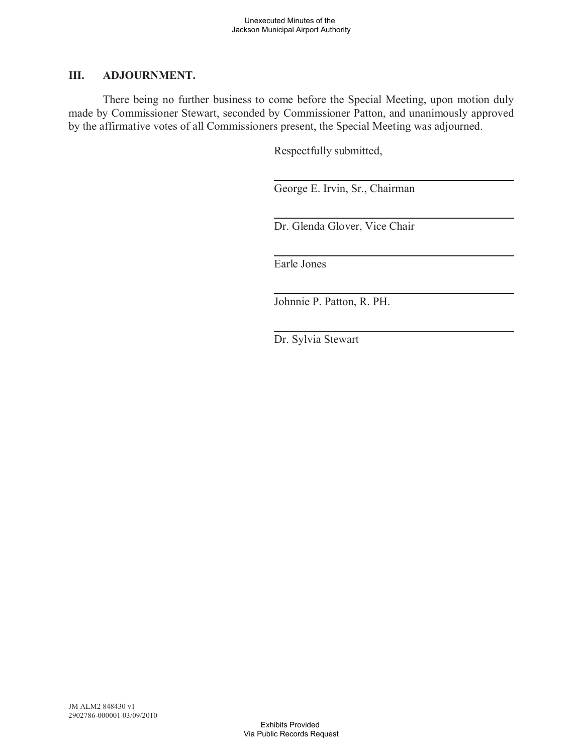## III. ADJOURNMENT.

There being no further business to come before the Special Meeting, upon motion duly made by Commissioner Stewart, seconded by Commissioner Patton, and unanimously approved by the affirmative votes of all Commissioners present, the Special Meeting was adjourned.

Respectfully submitted,

\_\_\_\_\_\_\_\_\_\_\_\_\_\_\_\_\_\_\_\_\_\_\_\_\_\_\_\_\_\_\_\_\_\_\_\_\_\_\_\_

George E. Irvin, Sr., Chairman

\_\_\_\_\_\_\_\_\_\_\_\_\_\_\_\_\_\_\_\_\_\_\_\_\_\_\_\_\_\_\_\_\_\_\_\_\_\_\_\_

Dr. Glenda Glover, Vice Chair

\_\_\_\_\_\_\_\_\_\_\_\_\_\_\_\_\_\_\_\_\_\_\_\_\_\_\_\_\_\_\_\_\_\_\_\_\_\_\_\_

Earle Jones

\_\_\_\_\_\_\_\_\_\_\_\_\_\_\_\_\_\_\_\_\_\_\_\_\_\_\_\_\_\_\_\_\_\_\_\_\_\_\_\_

Johnnie P. Patton, R. PH.

\_\_\_\_\_\_\_\_\_\_\_\_\_\_\_\_\_\_\_\_\_\_\_\_\_\_\_\_\_\_\_\_\_\_\_\_\_\_\_\_

Dr. Sylvia Stewart

JM ALM2 848430 v1
2902786-000001 03/09/2010